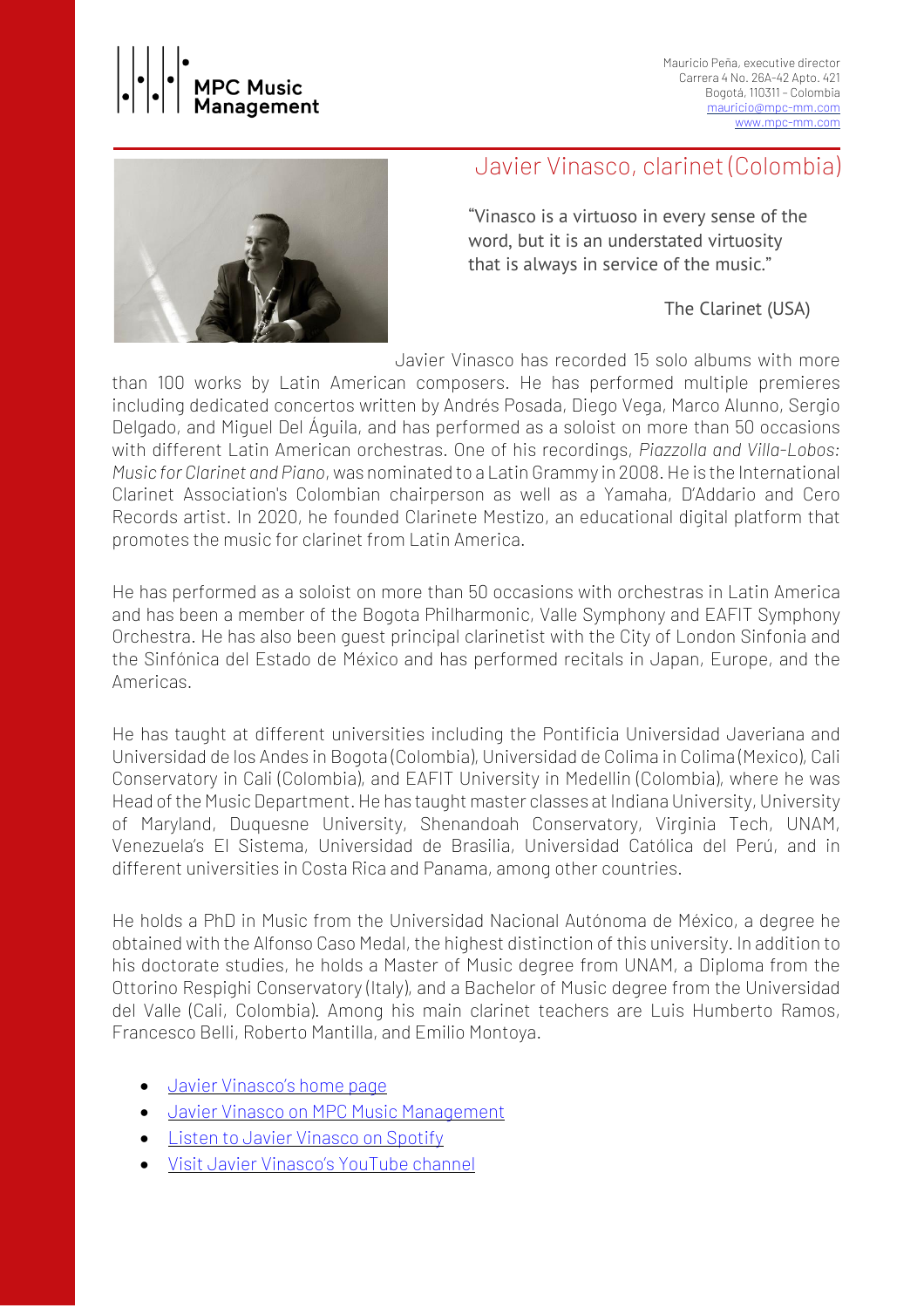MPC Music Management

Mauricio Peña, executive director
Carrera 4 No. 26A-42 Apto. 421
Bogotá, 110311 – Colombia
[mauricio@mpc-mm.com](mailto:mauricio@mpc-mm.com)
[www.mpc-mm.com](http://www.mpc-mm.com)

## Javier Vinasco, clarinet (Colombia)

"Vinasco is a virtuoso in every sense of the word, but it is an understated virtuosity that is always in service of the music."

The Clarinet (USA)

Javier Vinasco has recorded 15 solo albums with more than 100 works by Latin American composers. He has performed multiple premieres including dedicated concertos written by Andrés Posada, Diego Vega, Marco Alunno, Sergio Delgado, and Miguel Del Águila, and has performed as a soloist on more than 50 occasions with different Latin American orchestras. One of his recordings, *Piazzolla and Villa-Lobos: Music for Clarinet and Piano*, was nominated to a Latin Grammy in 2008. He is the International Clarinet Association's Colombian chairperson as well as a Yamaha, D'Addario and Cero Records artist. In 2020, he founded Clarinete Mestizo, an educational digital platform that promotes the music for clarinet from Latin America.

He has performed as a soloist on more than 50 occasions with orchestras in Latin America and has been a member of the Bogota Philharmonic, Valle Symphony and EAFIT Symphony Orchestra. He has also been guest principal clarinetist with the City of London Sinfonia and the Sinfónica del Estado de México and has performed recitals in Japan, Europe, and the Americas.

He has taught at different universities including the Pontificia Universidad Javeriana and Universidad de los Andes in Bogota (Colombia), Universidad de Colima in Colima (Mexico), Cali Conservatory in Cali (Colombia), and EAFIT University in Medellin (Colombia), where he was Head of the Music Department. He has taught master classes at Indiana University, University of Maryland, Duquesne University, Shenandoah Conservatory, Virginia Tech, UNAM, Venezuela's El Sistema, Universidad de Brasilia, Universidad Católica del Perú, and in different universities in Costa Rica and Panama, among other countries.

He holds a PhD in Music from the Universidad Nacional Autónoma de México, a degree he obtained with the Alfonso Caso Medal, the highest distinction of this university. In addition to his doctorate studies, he holds a Master of Music degree from UNAM, a Diploma from the Ottorino Respighi Conservatory (Italy), and a Bachelor of Music degree from the Universidad del Valle (Cali, Colombia). Among his main clarinet teachers are Luis Humberto Ramos, Francesco Belli, Roberto Mantilla, and Emilio Montoya.

- Javier Vinasco's home page
- Javier Vinasco on MPC Music Management
- Listen to Javier Vinasco on Spotify
- Visit Javier Vinasco's YouTube channel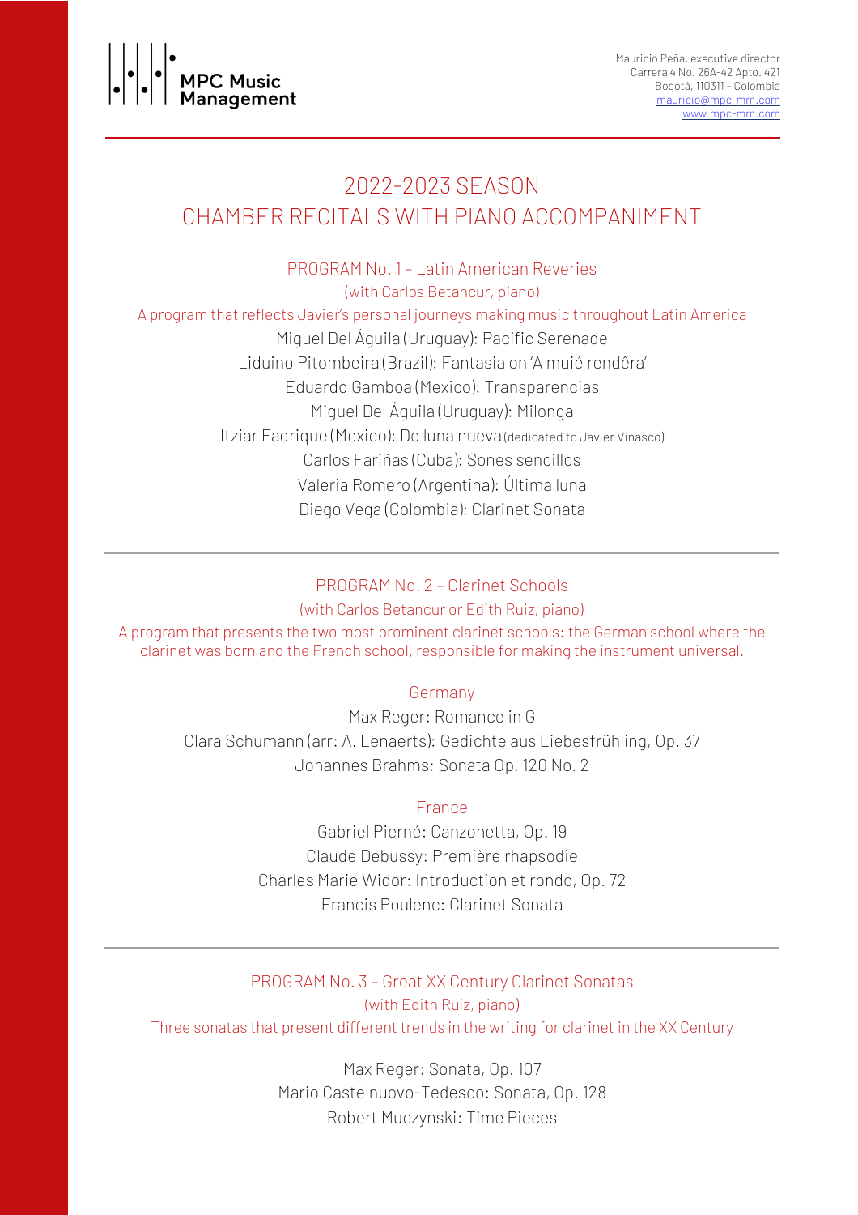MPC Music Management

Mauricio Peña, executive director
Carrera 4 No. 26A-42 Apto. 421
Bogotá, 110311 – Colombia
mauricio@mpc-mm.com
www.mpc-mm.com

# 2022-2023 SEASON
# CHAMBER RECITALS WITH PIANO ACCOMPANIMENT

## PROGRAM No. 1 – Latin American Reveries

(with Carlos Betancur, piano)

A program that reflects Javier's personal journeys making music throughout Latin America

Miguel Del Águila (Uruguay): Pacific Serenade
Liduino Pitombeira (Brazil): Fantasia on 'A muié rendêra'
Eduardo Gamboa (Mexico): Transparencias
Miguel Del Águila (Uruguay): Milonga
Itziar Fadrique (Mexico): De luna nueva (dedicated to Javier Vinasco)
Carlos Fariñas (Cuba): Sones sencillos
Valeria Romero (Argentina): Última luna
Diego Vega (Colombia): Clarinet Sonata

---

## PROGRAM No. 2 – Clarinet Schools

(with Carlos Betancur or Edith Ruiz, piano)

A program that presents the two most prominent clarinet schools: the German school where the clarinet was born and the French school, responsible for making the instrument universal.

### Germany

Max Reger: Romance in G
Clara Schumann (arr: A. Lenaerts): Gedichte aus Liebesfrühling, Op. 37
Johannes Brahms: Sonata Op. 120 No. 2

### France

Gabriel Pierné: Canzonetta, Op. 19
Claude Debussy: Première rhapsodie
Charles Marie Widor: Introduction et rondo, Op. 72
Francis Poulenc: Clarinet Sonata

---

## PROGRAM No. 3 – Great XX Century Clarinet Sonatas

(with Edith Ruiz, piano)

Three sonatas that present different trends in the writing for clarinet in the XX Century

Max Reger: Sonata, Op. 107
Mario Castelnuovo-Tedesco: Sonata, Op. 128
Robert Muczynski: Time Pieces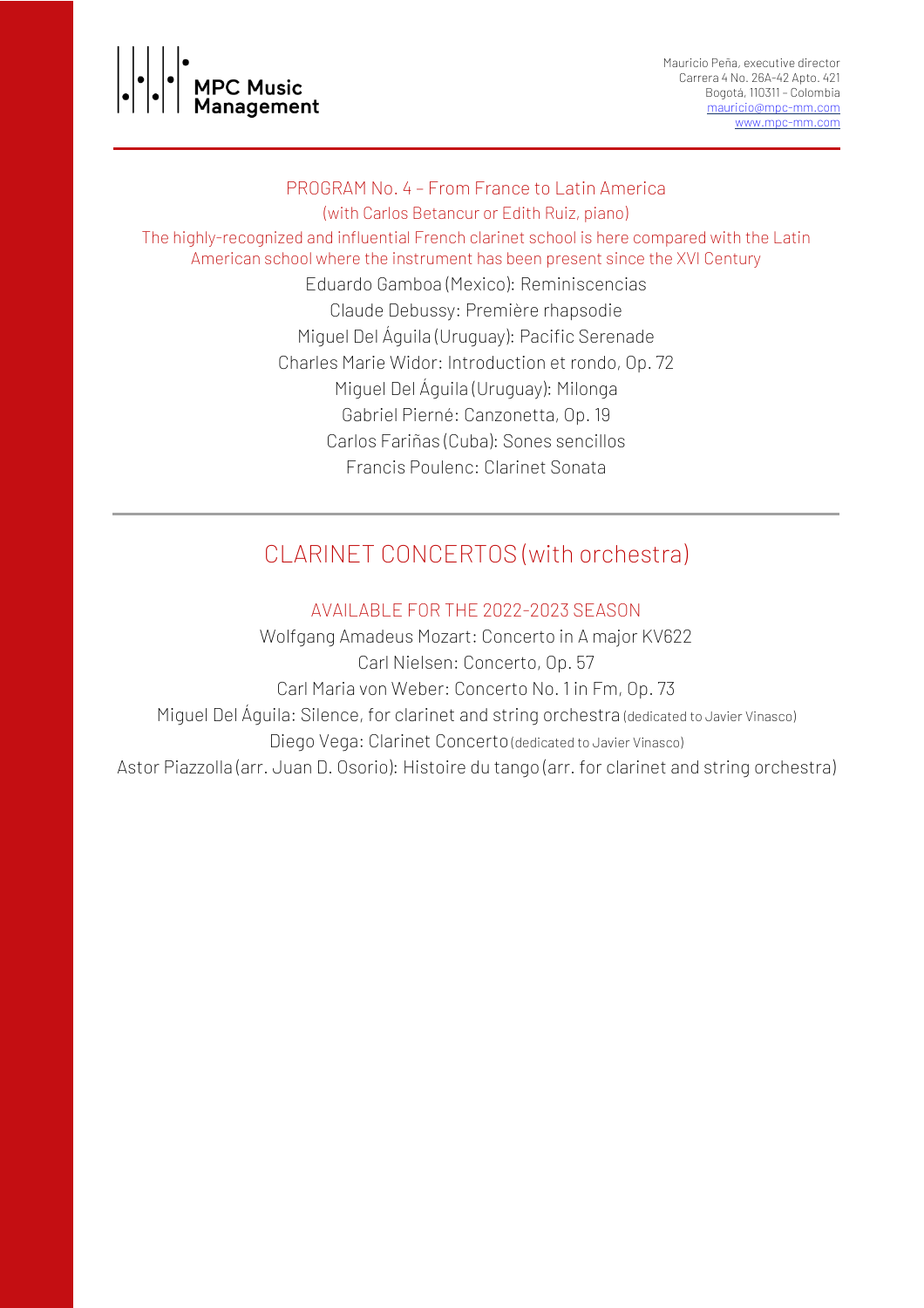MPC Music Management

Mauricio Peña, executive director
Carrera 4 No. 26A-42 Apto. 421
Bogotá, 110311 – Colombia
mauricio@mpc-mm.com
www.mpc-mm.com

### PROGRAM No. 4 – From France to Latin America

(with Carlos Betancur or Edith Ruiz, piano)

The highly-recognized and influential French clarinet school is here compared with the Latin American school where the instrument has been present since the XVI Century

Eduardo Gamboa (Mexico): Reminiscencias
Claude Debussy: Première rhapsodie
Miguel Del Águila (Uruguay): Pacific Serenade
Charles Marie Widor: Introduction et rondo, Op. 72
Miguel Del Águila (Uruguay): Milonga
Gabriel Pierné: Canzonetta, Op. 19
Carlos Fariñas (Cuba): Sones sencillos
Francis Poulenc: Clarinet Sonata

---

## CLARINET CONCERTOS (with orchestra)

### AVAILABLE FOR THE 2022-2023 SEASON

Wolfgang Amadeus Mozart: Concerto in A major KV622
Carl Nielsen: Concerto, Op. 57
Carl Maria von Weber: Concerto No. 1 in Fm, Op. 73
Miguel Del Águila: Silence, for clarinet and string orchestra (dedicated to Javier Vinasco)
Diego Vega: Clarinet Concerto (dedicated to Javier Vinasco)
Astor Piazzolla (arr. Juan D. Osorio): Histoire du tango (arr. for clarinet and string orchestra)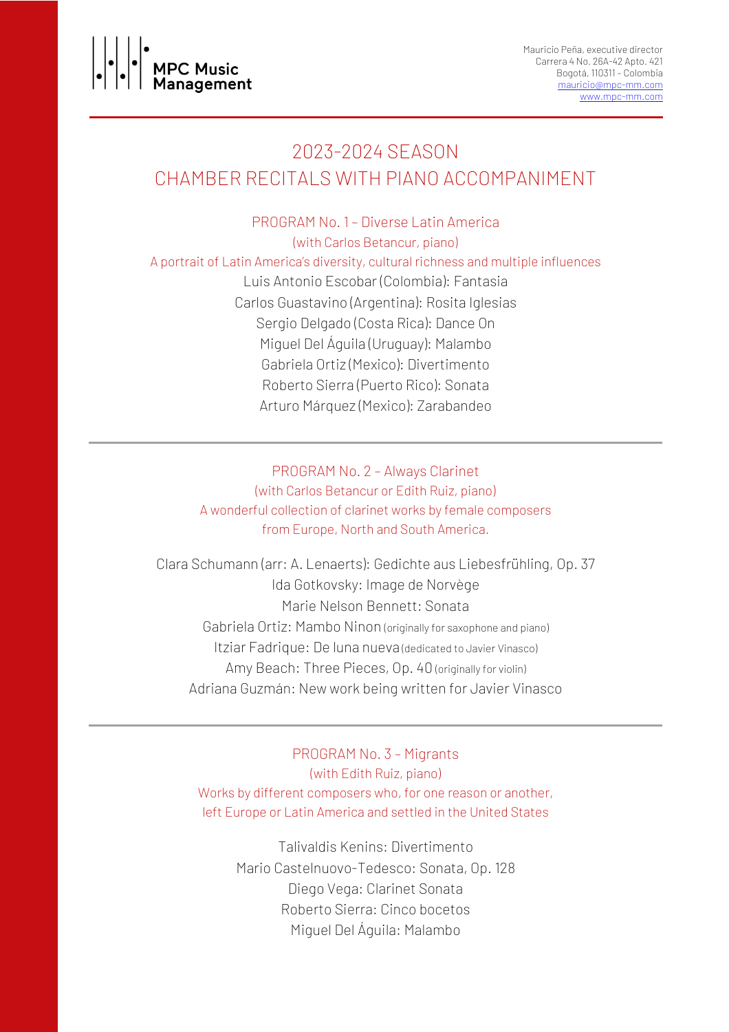MPC Music Management

Mauricio Peña, executive director
Carrera 4 No. 26A-42 Apto. 421
Bogotá, 110311 – Colombia
mauricio@mpc-mm.com
www.mpc-mm.com

---

# 2023-2024 SEASON
# CHAMBER RECITALS WITH PIANO ACCOMPANIMENT

## PROGRAM No. 1 – Diverse Latin America

(with Carlos Betancur, piano)

A portrait of Latin America's diversity, cultural richness and multiple influences

Luis Antonio Escobar (Colombia): Fantasia
Carlos Guastavino (Argentina): Rosita Iglesias
Sergio Delgado (Costa Rica): Dance On
Miguel Del Águila (Uruguay): Malambo
Gabriela Ortiz (Mexico): Divertimento
Roberto Sierra (Puerto Rico): Sonata
Arturo Márquez (Mexico): Zarabandeo

---

## PROGRAM No. 2 – Always Clarinet

(with Carlos Betancur or Edith Ruiz, piano)

A wonderful collection of clarinet works by female composers from Europe, North and South America.

Clara Schumann (arr: A. Lenaerts): Gedichte aus Liebesfrühling, Op. 37
Ida Gotkovsky: Image de Norvège
Marie Nelson Bennett: Sonata
Gabriela Ortiz: Mambo Ninon (originally for saxophone and piano)
Itziar Fadrique: De luna nueva (dedicated to Javier Vinasco)
Amy Beach: Three Pieces, Op. 40 (originally for violin)
Adriana Guzmán: New work being written for Javier Vinasco

---

## PROGRAM No. 3 – Migrants

(with Edith Ruiz, piano)

Works by different composers who, for one reason or another, left Europe or Latin America and settled in the United States

Talivaldis Kenins: Divertimento
Mario Castelnuovo-Tedesco: Sonata, Op. 128
Diego Vega: Clarinet Sonata
Roberto Sierra: Cinco bocetos
Miguel Del Águila: Malambo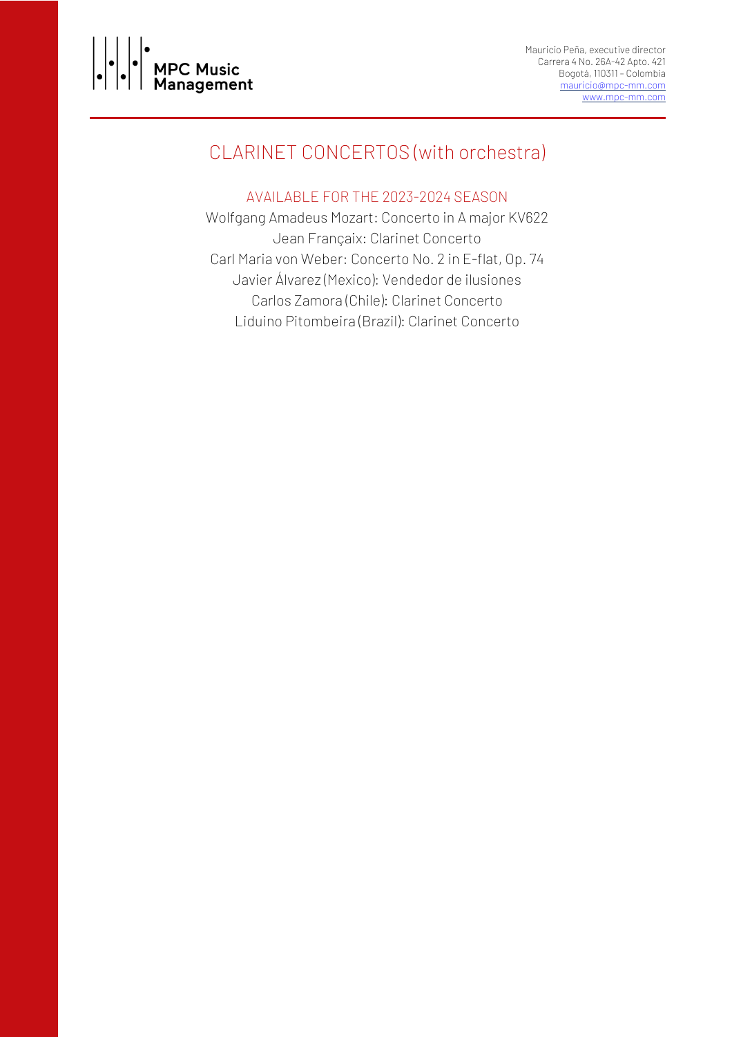MPC Music Management

Mauricio Peña, executive director
Carrera 4 No. 26A-42 Apto. 421
Bogotá, 110311 – Colombia
mauricio@mpc-mm.com
www.mpc-mm.com

# CLARINET CONCERTOS (with orchestra)

## AVAILABLE FOR THE 2023-2024 SEASON

Wolfgang Amadeus Mozart: Concerto in A major KV622
Jean Françaix: Clarinet Concerto
Carl Maria von Weber: Concerto No. 2 in E-flat, Op. 74
Javier Álvarez (Mexico): Vendedor de ilusiones
Carlos Zamora (Chile): Clarinet Concerto
Liduino Pitombeira (Brazil): Clarinet Concerto